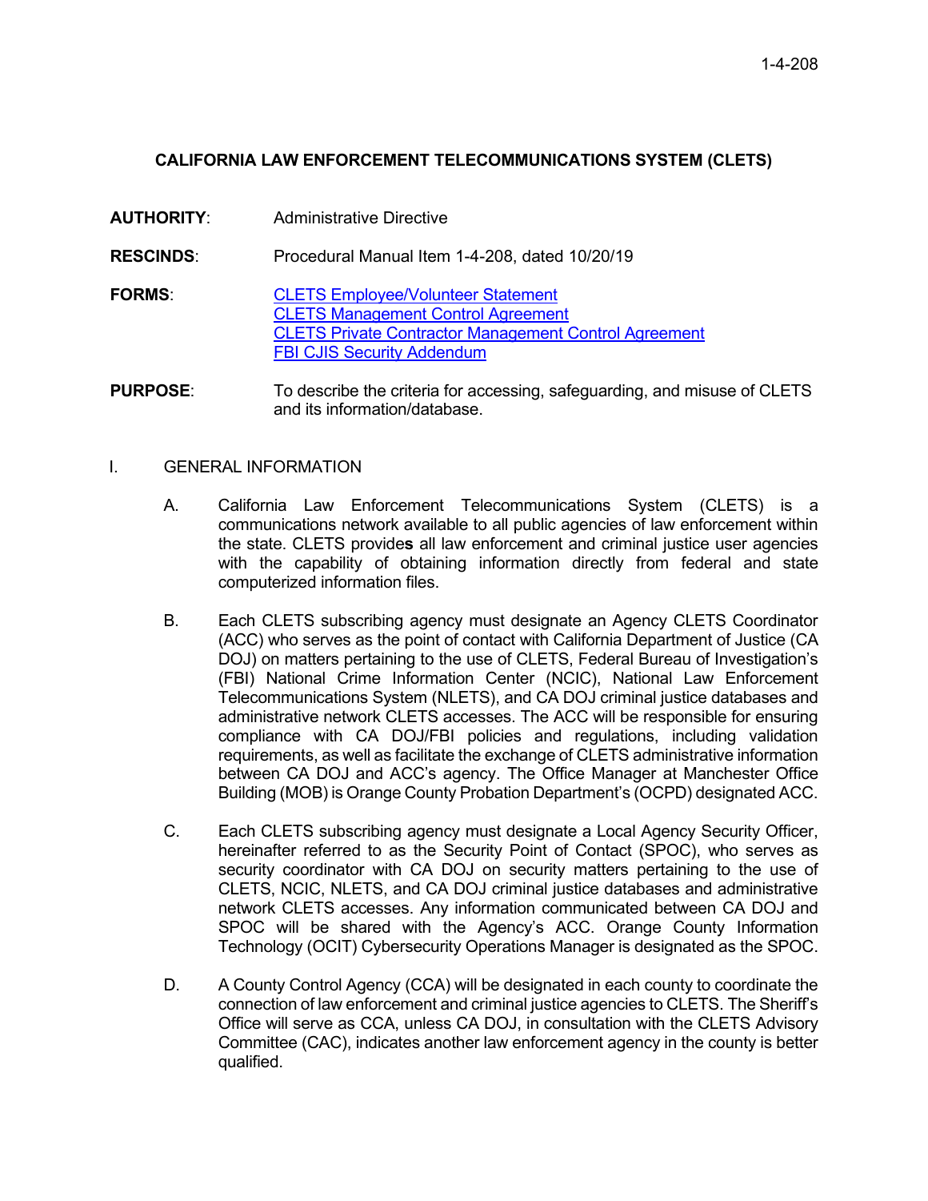# CALIFORNIA LAW ENFORCEMENT TELECOMMUNICATIONS SYSTEM (CLETS)

**AUTHORITY**: Administrative Directive

**RESCINDS**: Procedural Manual Item 1-4-208, dated 10/20/19

**FORMS**: CLETS Employee/Volunteer Statement
CLETS Management Control Agreement
CLETS Private Contractor Management Control Agreement
FBI CJIS Security Addendum

**PURPOSE**: To describe the criteria for accessing, safeguarding, and misuse of CLETS and its information/database.

I. GENERAL INFORMATION

A. California Law Enforcement Telecommunications System (CLETS) is a communications network available to all public agencies of law enforcement within the state. CLETS provide**s** all law enforcement and criminal justice user agencies with the capability of obtaining information directly from federal and state computerized information files.

B. Each CLETS subscribing agency must designate an Agency CLETS Coordinator (ACC) who serves as the point of contact with California Department of Justice (CA DOJ) on matters pertaining to the use of CLETS, Federal Bureau of Investigation's (FBI) National Crime Information Center (NCIC), National Law Enforcement Telecommunications System (NLETS), and CA DOJ criminal justice databases and administrative network CLETS accesses. The ACC will be responsible for ensuring compliance with CA DOJ/FBI policies and regulations, including validation requirements, as well as facilitate the exchange of CLETS administrative information between CA DOJ and ACC's agency. The Office Manager at Manchester Office Building (MOB) is Orange County Probation Department's (OCPD) designated ACC.

C. Each CLETS subscribing agency must designate a Local Agency Security Officer, hereinafter referred to as the Security Point of Contact (SPOC), who serves as security coordinator with CA DOJ on security matters pertaining to the use of CLETS, NCIC, NLETS, and CA DOJ criminal justice databases and administrative network CLETS accesses. Any information communicated between CA DOJ and SPOC will be shared with the Agency's ACC. Orange County Information Technology (OCIT) Cybersecurity Operations Manager is designated as the SPOC.

D. A County Control Agency (CCA) will be designated in each county to coordinate the connection of law enforcement and criminal justice agencies to CLETS. The Sheriff's Office will serve as CCA, unless CA DOJ, in consultation with the CLETS Advisory Committee (CAC), indicates another law enforcement agency in the county is better qualified.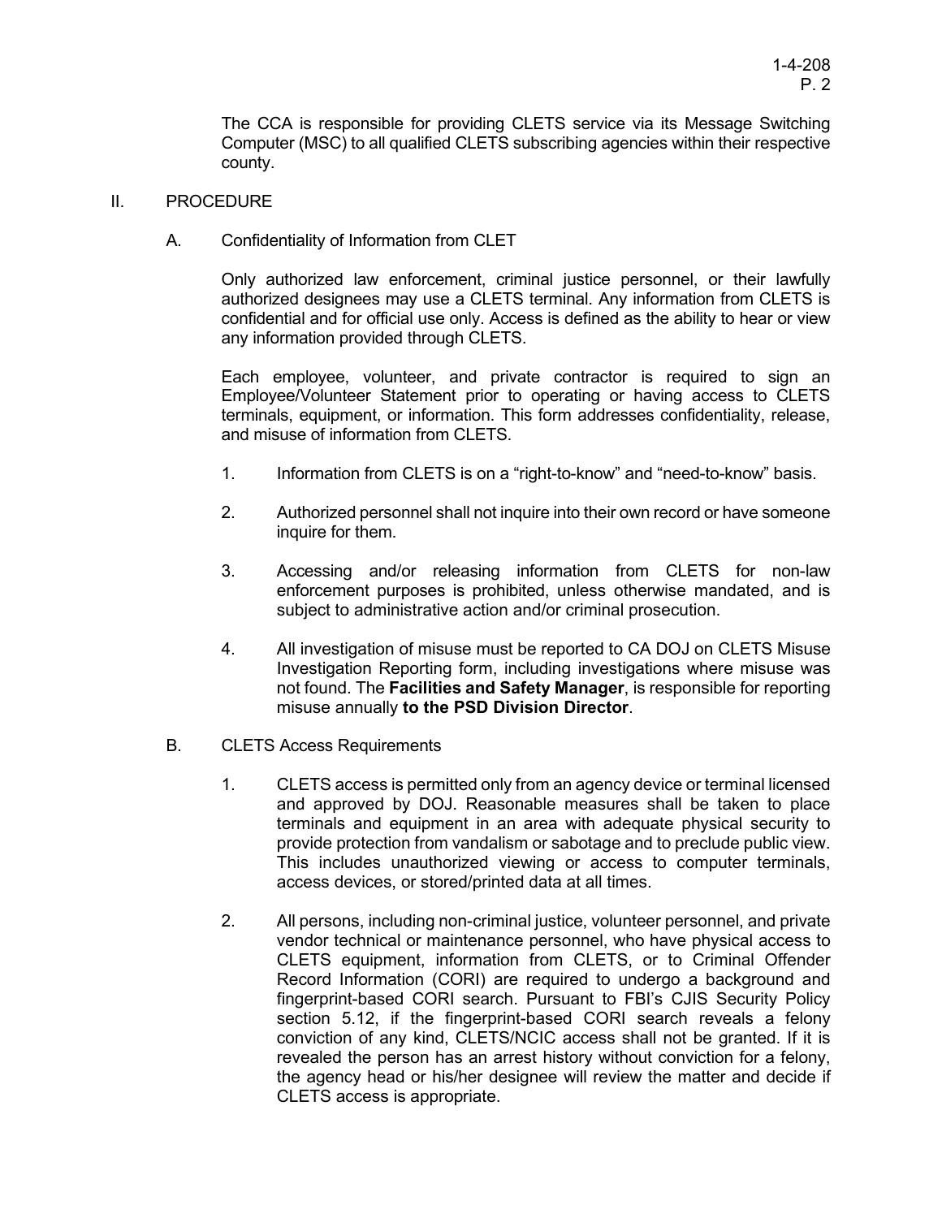The CCA is responsible for providing CLETS service via its Message Switching Computer (MSC) to all qualified CLETS subscribing agencies within their respective county.

## II. PROCEDURE

### A. Confidentiality of Information from CLET

Only authorized law enforcement, criminal justice personnel, or their lawfully authorized designees may use a CLETS terminal. Any information from CLETS is confidential and for official use only. Access is defined as the ability to hear or view any information provided through CLETS.

Each employee, volunteer, and private contractor is required to sign an Employee/Volunteer Statement prior to operating or having access to CLETS terminals, equipment, or information. This form addresses confidentiality, release, and misuse of information from CLETS.

1. Information from CLETS is on a "right-to-know" and "need-to-know" basis.

2. Authorized personnel shall not inquire into their own record or have someone inquire for them.

3. Accessing and/or releasing information from CLETS for non-law enforcement purposes is prohibited, unless otherwise mandated, and is subject to administrative action and/or criminal prosecution.

4. All investigation of misuse must be reported to CA DOJ on CLETS Misuse Investigation Reporting form, including investigations where misuse was not found. The **Facilities and Safety Manager**, is responsible for reporting misuse annually **to the PSD Division Director**.

### B. CLETS Access Requirements

1. CLETS access is permitted only from an agency device or terminal licensed and approved by DOJ. Reasonable measures shall be taken to place terminals and equipment in an area with adequate physical security to provide protection from vandalism or sabotage and to preclude public view. This includes unauthorized viewing or access to computer terminals, access devices, or stored/printed data at all times.

2. All persons, including non-criminal justice, volunteer personnel, and private vendor technical or maintenance personnel, who have physical access to CLETS equipment, information from CLETS, or to Criminal Offender Record Information (CORI) are required to undergo a background and fingerprint-based CORI search. Pursuant to FBI's CJIS Security Policy section 5.12, if the fingerprint-based CORI search reveals a felony conviction of any kind, CLETS/NCIC access shall not be granted. If it is revealed the person has an arrest history without conviction for a felony, the agency head or his/her designee will review the matter and decide if CLETS access is appropriate.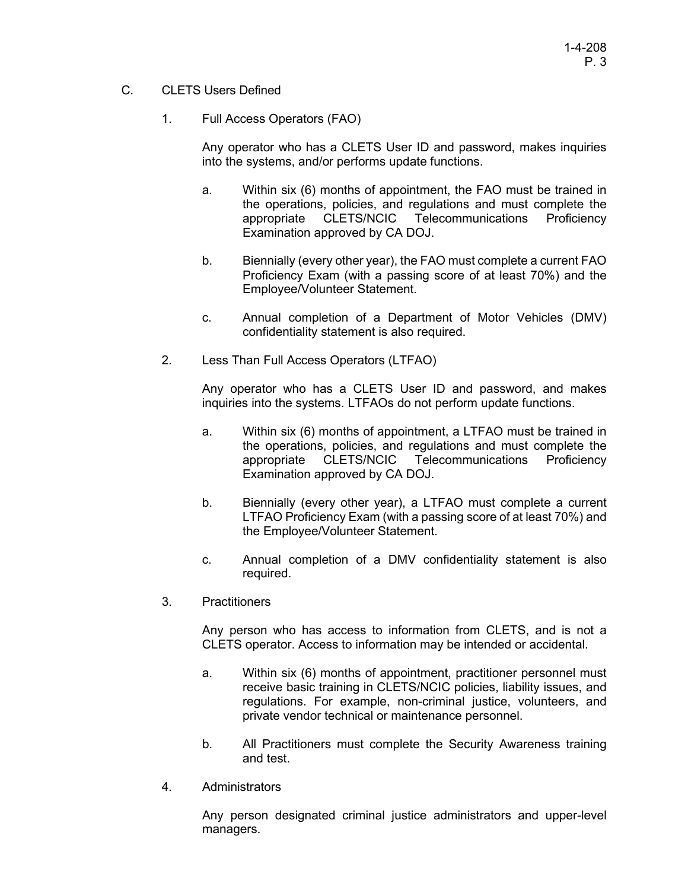## C. CLETS Users Defined

### 1. Full Access Operators (FAO)

Any operator who has a CLETS User ID and password, makes inquiries into the systems, and/or performs update functions.

a. Within six (6) months of appointment, the FAO must be trained in the operations, policies, and regulations and must complete the appropriate CLETS/NCIC Telecommunications Proficiency Examination approved by CA DOJ.

b. Biennially (every other year), the FAO must complete a current FAO Proficiency Exam (with a passing score of at least 70%) and the Employee/Volunteer Statement.

c. Annual completion of a Department of Motor Vehicles (DMV) confidentiality statement is also required.

### 2. Less Than Full Access Operators (LTFAO)

Any operator who has a CLETS User ID and password, and makes inquiries into the systems. LTFAOs do not perform update functions.

a. Within six (6) months of appointment, a LTFAO must be trained in the operations, policies, and regulations and must complete the appropriate CLETS/NCIC Telecommunications Proficiency Examination approved by CA DOJ.

b. Biennially (every other year), a LTFAO must complete a current LTFAO Proficiency Exam (with a passing score of at least 70%) and the Employee/Volunteer Statement.

c. Annual completion of a DMV confidentiality statement is also required.

### 3. Practitioners

Any person who has access to information from CLETS, and is not a CLETS operator. Access to information may be intended or accidental.

a. Within six (6) months of appointment, practitioner personnel must receive basic training in CLETS/NCIC policies, liability issues, and regulations. For example, non-criminal justice, volunteers, and private vendor technical or maintenance personnel.

b. All Practitioners must complete the Security Awareness training and test.

### 4. Administrators

Any person designated criminal justice administrators and upper-level managers.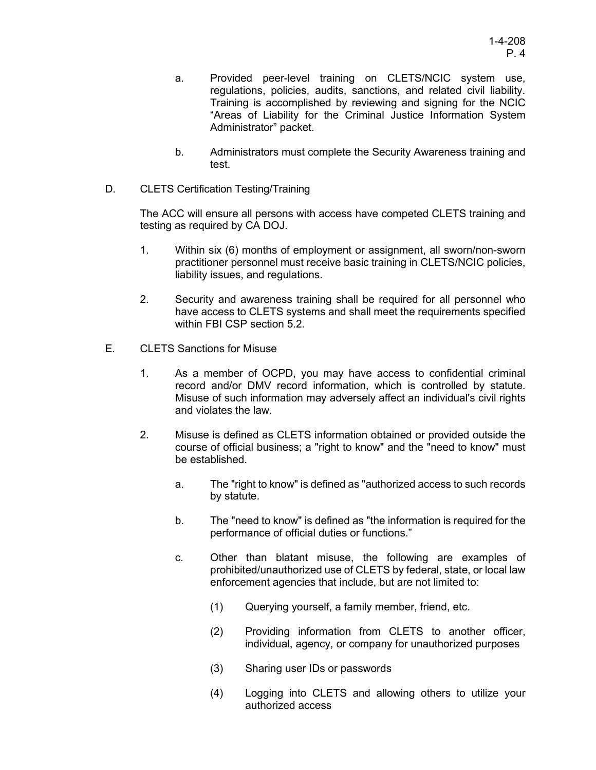a. Provided peer-level training on CLETS/NCIC system use, regulations, policies, audits, sanctions, and related civil liability. Training is accomplished by reviewing and signing for the NCIC "Areas of Liability for the Criminal Justice Information System Administrator" packet.

b. Administrators must complete the Security Awareness training and test.

D. CLETS Certification Testing/Training

The ACC will ensure all persons with access have competed CLETS training and testing as required by CA DOJ.

1. Within six (6) months of employment or assignment, all sworn/non-sworn practitioner personnel must receive basic training in CLETS/NCIC policies, liability issues, and regulations.

2. Security and awareness training shall be required for all personnel who have access to CLETS systems and shall meet the requirements specified within FBI CSP section 5.2.

E. CLETS Sanctions for Misuse

1. As a member of OCPD, you may have access to confidential criminal record and/or DMV record information, which is controlled by statute. Misuse of such information may adversely affect an individual's civil rights and violates the law.

2. Misuse is defined as CLETS information obtained or provided outside the course of official business; a "right to know" and the "need to know" must be established.

   a. The "right to know" is defined as "authorized access to such records by statute.

   b. The "need to know" is defined as "the information is required for the performance of official duties or functions."

   c. Other than blatant misuse, the following are examples of prohibited/unauthorized use of CLETS by federal, state, or local law enforcement agencies that include, but are not limited to:

      (1) Querying yourself, a family member, friend, etc.

      (2) Providing information from CLETS to another officer, individual, agency, or company for unauthorized purposes

      (3) Sharing user IDs or passwords

      (4) Logging into CLETS and allowing others to utilize your authorized access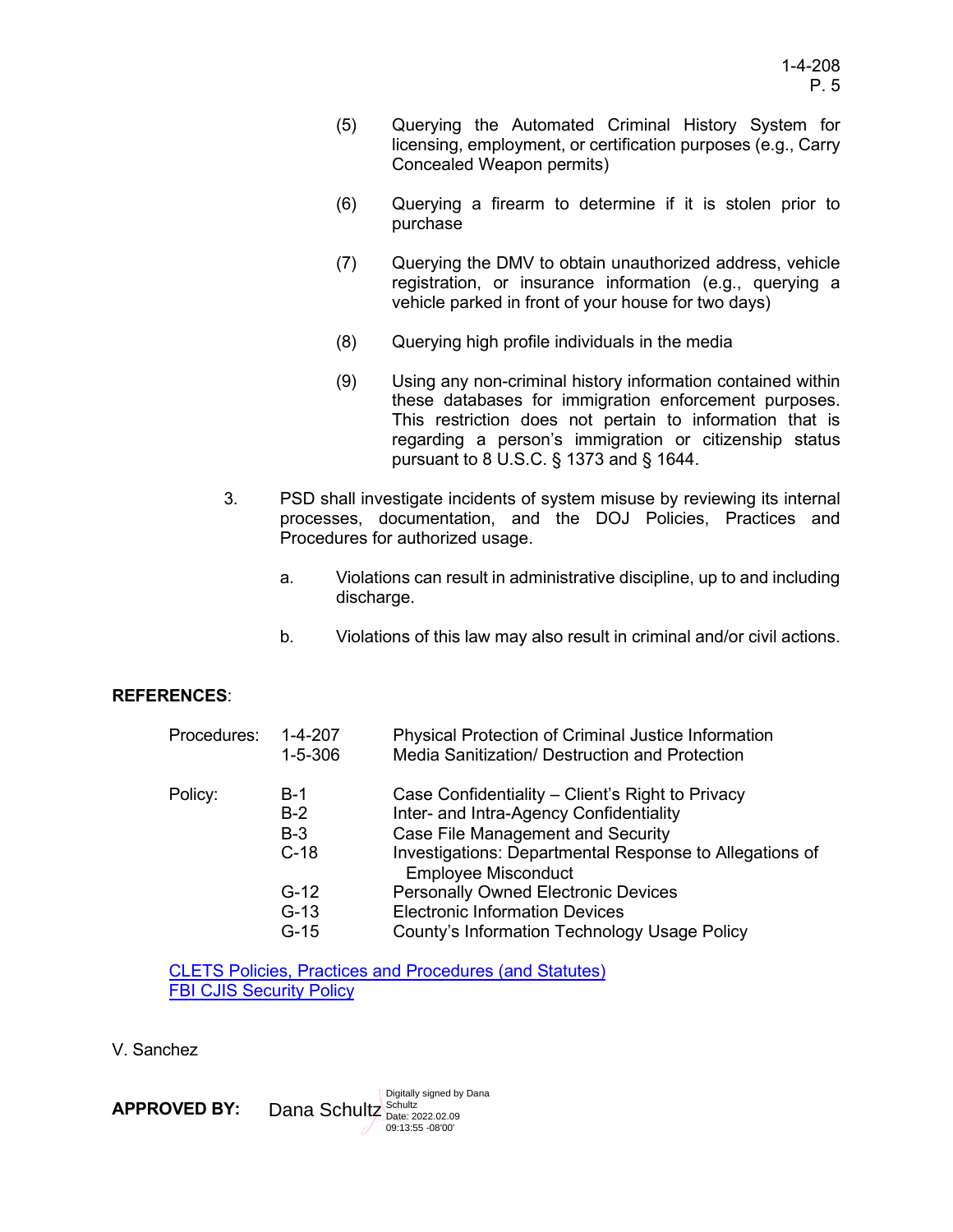(5) Querying the Automated Criminal History System for licensing, employment, or certification purposes (e.g., Carry Concealed Weapon permits)

(6) Querying a firearm to determine if it is stolen prior to purchase

(7) Querying the DMV to obtain unauthorized address, vehicle registration, or insurance information (e.g., querying a vehicle parked in front of your house for two days)

(8) Querying high profile individuals in the media

(9) Using any non-criminal history information contained within these databases for immigration enforcement purposes. This restriction does not pertain to information that is regarding a person's immigration or citizenship status pursuant to 8 U.S.C. § 1373 and § 1644.

3. PSD shall investigate incidents of system misuse by reviewing its internal processes, documentation, and the DOJ Policies, Practices and Procedures for authorized usage.

   a. Violations can result in administrative discipline, up to and including discharge.

   b. Violations of this law may also result in criminal and/or civil actions.

**REFERENCES**:

| | | |
|---|---|---|
| Procedures: | 1-4-207 | Physical Protection of Criminal Justice Information |
| | 1-5-306 | Media Sanitization/ Destruction and Protection |
| Policy: | B-1 | Case Confidentiality – Client's Right to Privacy |
| | B-2 | Inter- and Intra-Agency Confidentiality |
| | B-3 | Case File Management and Security |
| | C-18 | Investigations: Departmental Response to Allegations of Employee Misconduct |
| | G-12 | Personally Owned Electronic Devices |
| | G-13 | Electronic Information Devices |
| | G-15 | County's Information Technology Usage Policy |

CLETS Policies, Practices and Procedures (and Statutes)
FBI CJIS Security Policy

V. Sanchez

**APPROVED BY:** Dana Schultz Digitally signed by Dana Schultz Date: 2022.02.09 09:13:55 -08'00'